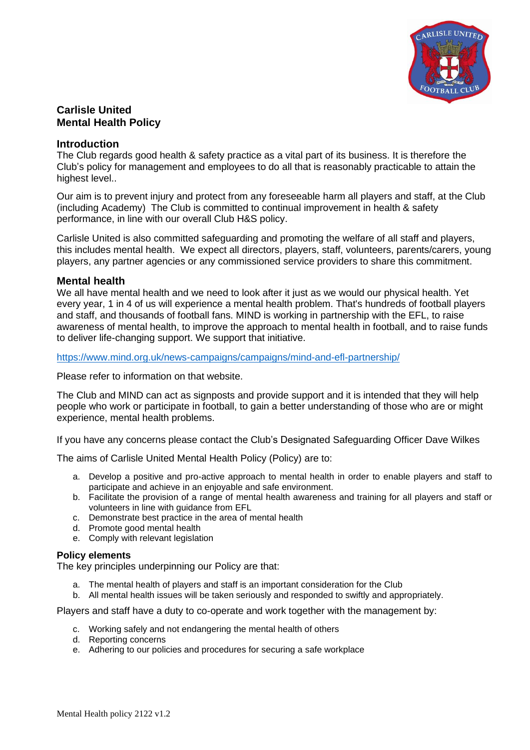**Carlisle United**
**Mental Health Policy**

## Introduction

The Club regards good health & safety practice as a vital part of its business. It is therefore the Club's policy for management and employees to do all that is reasonably practicable to attain the highest level..

Our aim is to prevent injury and protect from any foreseeable harm all players and staff, at the Club (including Academy) The Club is committed to continual improvement in health & safety performance, in line with our overall Club H&S policy.

Carlisle United is also committed safeguarding and promoting the welfare of all staff and players, this includes mental health. We expect all directors, players, staff, volunteers, parents/carers, young players, any partner agencies or any commissioned service providers to share this commitment.

## Mental health

We all have mental health and we need to look after it just as we would our physical health. Yet every year, 1 in 4 of us will experience a mental health problem. That's hundreds of football players and staff, and thousands of football fans. MIND is working in partnership with the EFL, to raise awareness of mental health, to improve the approach to mental health in football, and to raise funds to deliver life-changing support. We support that initiative.

https://www.mind.org.uk/news-campaigns/campaigns/mind-and-efl-partnership/

Please refer to information on that website.

The Club and MIND can act as signposts and provide support and it is intended that they will help people who work or participate in football, to gain a better understanding of those who are or might experience, mental health problems.

If you have any concerns please contact the Club's Designated Safeguarding Officer Dave Wilkes

The aims of Carlisle United Mental Health Policy (Policy) are to:

a. Develop a positive and pro-active approach to mental health in order to enable players and staff to participate and achieve in an enjoyable and safe environment.
b. Facilitate the provision of a range of mental health awareness and training for all players and staff or volunteers in line with guidance from EFL
c. Demonstrate best practice in the area of mental health
d. Promote good mental health
e. Comply with relevant legislation

### Policy elements

The key principles underpinning our Policy are that:

a. The mental health of players and staff is an important consideration for the Club
b. All mental health issues will be taken seriously and responded to swiftly and appropriately.

Players and staff have a duty to co-operate and work together with the management by:

c. Working safely and not endangering the mental health of others
d. Reporting concerns
e. Adhering to our policies and procedures for securing a safe workplace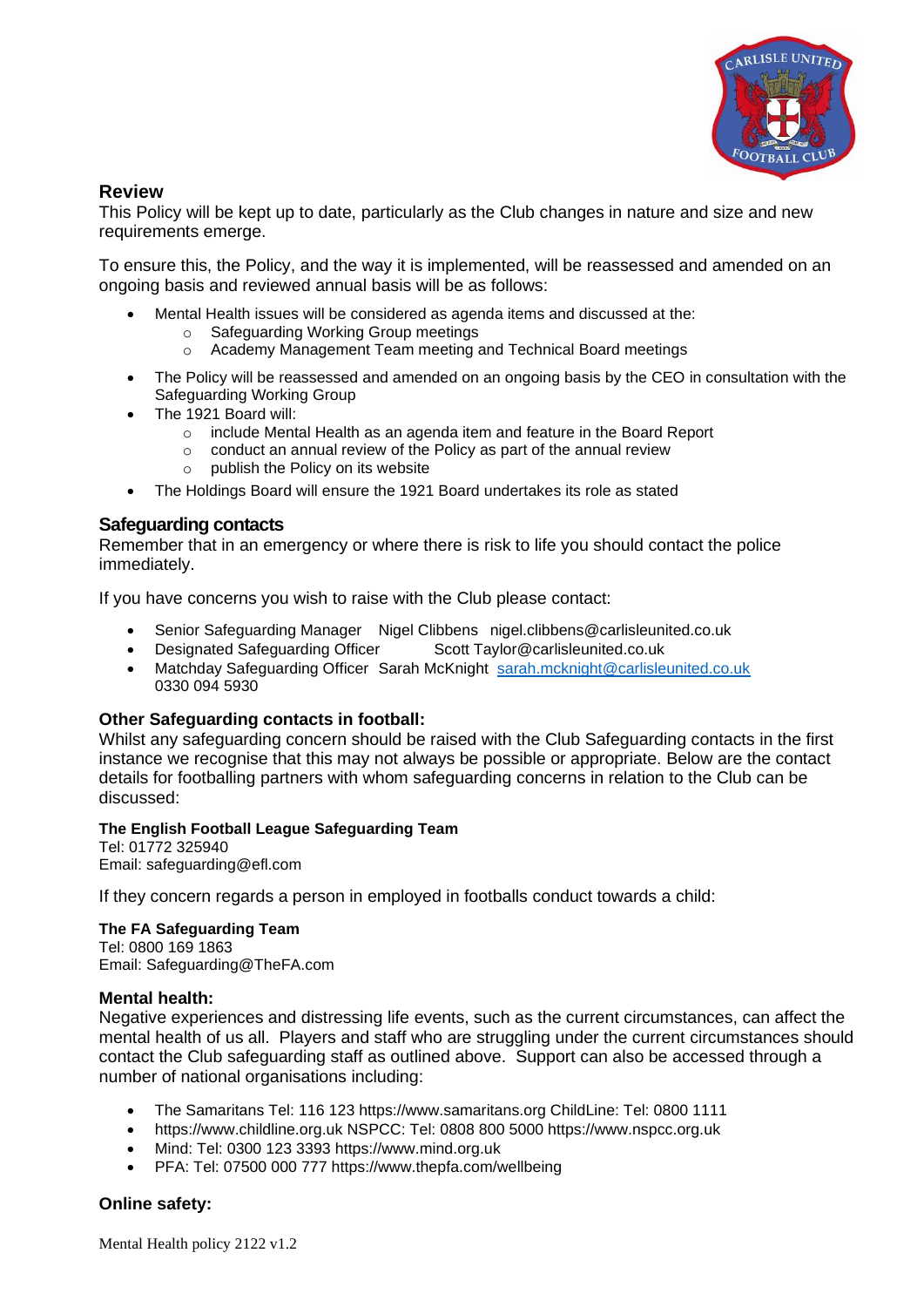## Review

This Policy will be kept up to date, particularly as the Club changes in nature and size and new requirements emerge.

To ensure this, the Policy, and the way it is implemented, will be reassessed and amended on an ongoing basis and reviewed annual basis will be as follows:

- Mental Health issues will be considered as agenda items and discussed at the:
  - Safeguarding Working Group meetings
  - Academy Management Team meeting and Technical Board meetings
- The Policy will be reassessed and amended on an ongoing basis by the CEO in consultation with the Safeguarding Working Group
- The 1921 Board will:
  - include Mental Health as an agenda item and feature in the Board Report
  - conduct an annual review of the Policy as part of the annual review
  - publish the Policy on its website
- The Holdings Board will ensure the 1921 Board undertakes its role as stated

## Safeguarding contacts

Remember that in an emergency or where there is risk to life you should contact the police immediately.

If you have concerns you wish to raise with the Club please contact:

- Senior Safeguarding Manager Nigel Clibbens nigel.clibbens@carlisleunited.co.uk
- Designated Safeguarding Officer Scott Taylor@carlisleunited.co.uk
- Matchday Safeguarding Officer Sarah McKnight sarah.mcknight@carlisleunited.co.uk 0330 094 5930

### Other Safeguarding contacts in football:

Whilst any safeguarding concern should be raised with the Club Safeguarding contacts in the first instance we recognise that this may not always be possible or appropriate. Below are the contact details for footballing partners with whom safeguarding concerns in relation to the Club can be discussed:

**The English Football League Safeguarding Team**
Tel: 01772 325940
Email: safeguarding@efl.com

If they concern regards a person in employed in footballs conduct towards a child:

**The FA Safeguarding Team**
Tel: 0800 169 1863
Email: Safeguarding@TheFA.com

### Mental health:

Negative experiences and distressing life events, such as the current circumstances, can affect the mental health of us all. Players and staff who are struggling under the current circumstances should contact the Club safeguarding staff as outlined above. Support can also be accessed through a number of national organisations including:

- The Samaritans Tel: 116 123 https://www.samaritans.org ChildLine: Tel: 0800 1111
- https://www.childline.org.uk NSPCC: Tel: 0808 800 5000 https://www.nspcc.org.uk
- Mind: Tel: 0300 123 3393 https://www.mind.org.uk
- PFA: Tel: 07500 000 777 https://www.thepfa.com/wellbeing

### Online safety: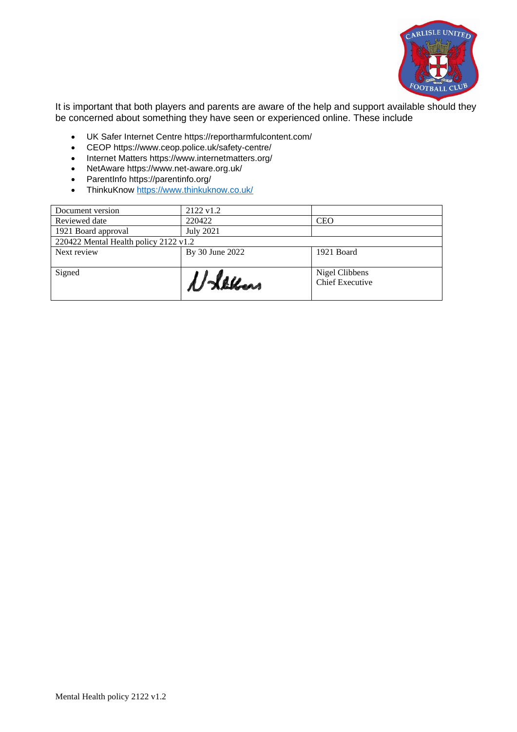It is important that both players and parents are aware of the help and support available should they be concerned about something they have seen or experienced online. These include

- UK Safer Internet Centre https://reportharmfulcontent.com/
- CEOP https://www.ceop.police.uk/safety-centre/
- Internet Matters https://www.internetmatters.org/
- NetAware https://www.net-aware.org.uk/
- ParentInfo https://parentinfo.org/
- ThinkuKnow https://www.thinkuknow.co.uk/

| | | |
|---|---|---|
| Document version | 2122 v1.2 | |
| Reviewed date | 220422 | CEO |
| 1921 Board approval | July 2021 | |
| 220422 Mental Health policy 2122 v1.2 | | |
| Next review | By 30 June 2022 | 1921 Board |
| Signed | N Clibbens | Nigel Clibbens<br>Chief Executive |